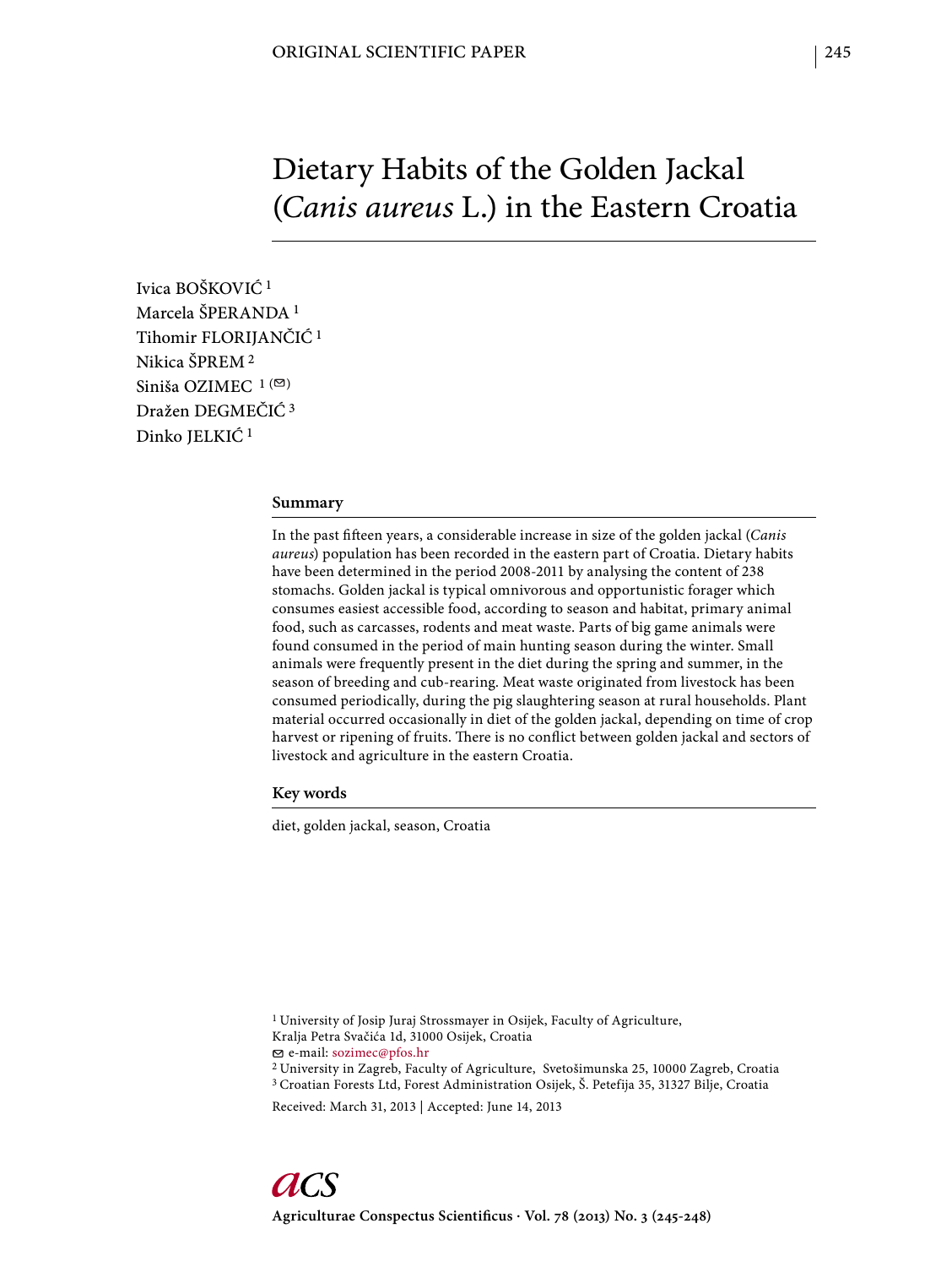# Dietary Habits of the Golden Jackal (*Canis aureus* L.) in the Eastern Croatia

Ivica BOŠKOVIĆ [1]
Marcela ŠPERANDA [1]
Tihomir FLORIJANČIĆ [1]
Nikica ŠPREM [2]
Siniša OZIMEC [1 (✉)]
Dražen DEGMEČIĆ [3]
Dinko JELKIĆ [1]

## Summary

In the past fifteen years, a considerable increase in size of the golden jackal (*Canis aureus*) population has been recorded in the eastern part of Croatia. Dietary habits have been determined in the period 2008-2011 by analysing the content of 238 stomachs. Golden jackal is typical omnivorous and opportunistic forager which consumes easiest accessible food, according to season and habitat, primary animal food, such as carcasses, rodents and meat waste. Parts of big game animals were found consumed in the period of main hunting season during the winter. Small animals were frequently present in the diet during the spring and summer, in the season of breeding and cub-rearing. Meat waste originated from livestock has been consumed periodically, during the pig slaughtering season at rural households. Plant material occurred occasionally in diet of the golden jackal, depending on time of crop harvest or ripening of fruits. There is no conflict between golden jackal and sectors of livestock and agriculture in the eastern Croatia.

## Key words

diet, golden jackal, season, Croatia

[1] University of Josip Juraj Strossmayer in Osijek, Faculty of Agriculture, Kralja Petra Svačića 1d, 31000 Osijek, Croatia
✉ e-mail: sozimec@pfos.hr
[2] University in Zagreb, Faculty of Agriculture, Svetošimunska 25, 10000 Zagreb, Croatia
[3] Croatian Forests Ltd, Forest Administration Osijek, Š. Petefija 35, 31327 Bilje, Croatia

Received: March 31, 2013 | Accepted: June 14, 2013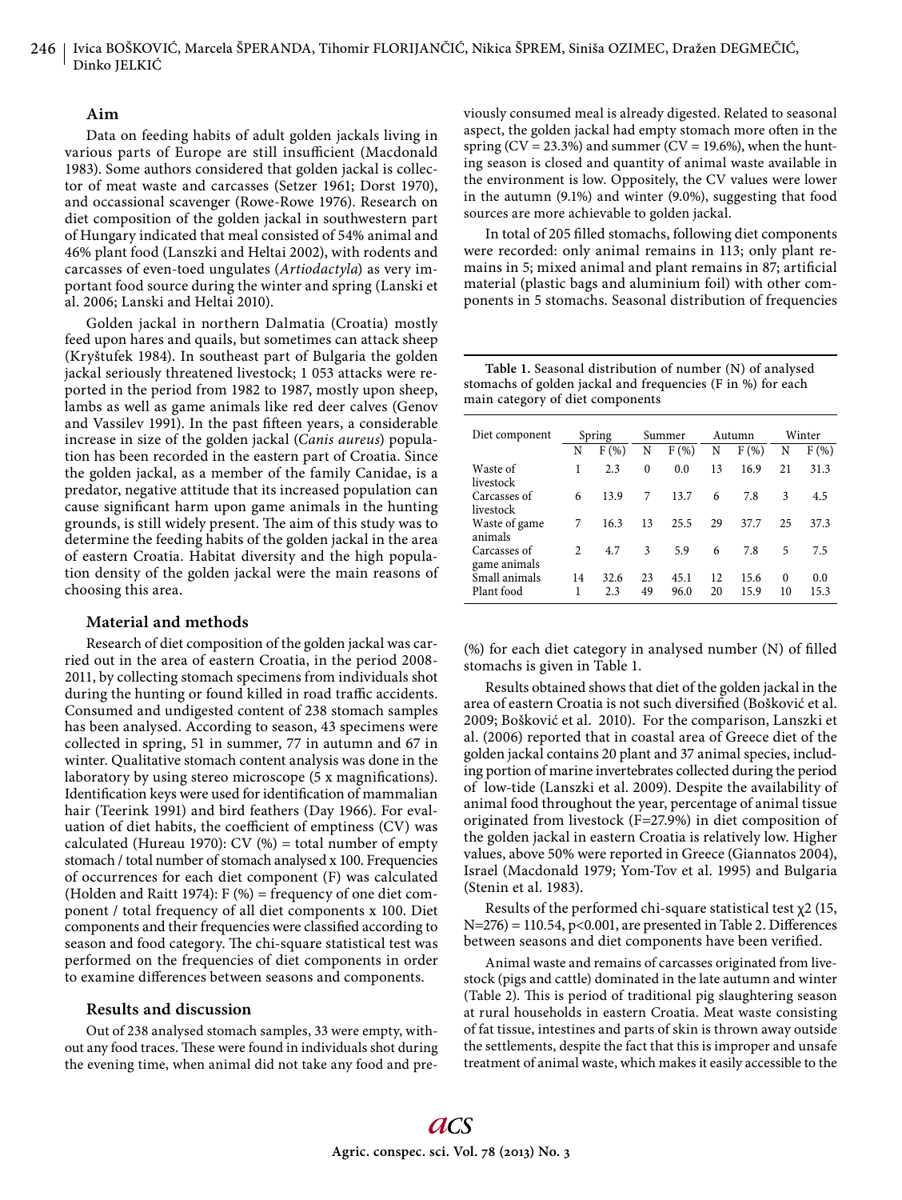## Aim

Data on feeding habits of adult golden jackals living in various parts of Europe are still insufficient (Macdonald 1983). Some authors considered that golden jackal is collector of meat waste and carcasses (Setzer 1961; Dorst 1970), and occassional scavenger (Rowe-Rowe 1976). Research on diet composition of the golden jackal in southwestern part of Hungary indicated that meal consisted of 54% animal and 46% plant food (Lanszki and Heltai 2002), with rodents and carcasses of even-toed ungulates (*Artiodactyla*) as very important food source during the winter and spring (Lanski et al. 2006; Lanski and Heltai 2010).

Golden jackal in northern Dalmatia (Croatia) mostly feed upon hares and quails, but sometimes can attack sheep (Kryštufek 1984). In southeast part of Bulgaria the golden jackal seriously threatened livestock; 1 053 attacks were reported in the period from 1982 to 1987, mostly upon sheep, lambs as well as game animals like red deer calves (Genov and Vassilev 1991). In the past fifteen years, a considerable increase in size of the golden jackal (*Canis aureus*) population has been recorded in the eastern part of Croatia. Since the golden jackal, as a member of the family Canidae, is a predator, negative attitude that its increased population can cause significant harm upon game animals in the hunting grounds, is still widely present. The aim of this study was to determine the feeding habits of the golden jackal in the area of eastern Croatia. Habitat diversity and the high population density of the golden jackal were the main reasons of choosing this area.

## Material and methods

Research of diet composition of the golden jackal was carried out in the area of eastern Croatia, in the period 2008-2011, by collecting stomach specimens from individuals shot during the hunting or found killed in road traffic accidents. Consumed and undigested content of 238 stomach samples has been analysed. According to season, 43 specimens were collected in spring, 51 in summer, 77 in autumn and 67 in winter. Qualitative stomach content analysis was done in the laboratory by using stereo microscope (5 x magnifications). Identification keys were used for identification of mammalian hair (Teerink 1991) and bird feathers (Day 1966). For evaluation of diet habits, the coefficient of emptiness (CV) was calculated (Hureau 1970): CV (%) = total number of empty stomach / total number of stomach analysed x 100. Frequencies of occurrences for each diet component (F) was calculated (Holden and Raitt 1974): F (%) = frequency of one diet component / total frequency of all diet components x 100. Diet components and their frequencies were classified according to season and food category. The chi-square statistical test was performed on the frequencies of diet components in order to examine differences between seasons and components.

## Results and discussion

Out of 238 analysed stomach samples, 33 were empty, without any food traces. These were found in individuals shot during the evening time, when animal did not take any food and previously consumed meal is already digested. Related to seasonal aspect, the golden jackal had empty stomach more often in the spring (CV = 23.3%) and summer (CV = 19.6%), when the hunting season is closed and quantity of animal waste available in the environment is low. Oppositely, the CV values were lower in the autumn (9.1%) and winter (9.0%), suggesting that food sources are more achievable to golden jackal.

In total of 205 filled stomachs, following diet components were recorded: only animal remains in 113; only plant remains in 5; mixed animal and plant remains in 87; artificial material (plastic bags and aluminium foil) with other components in 5 stomachs. Seasonal distribution of frequencies (%) for each diet category in analysed number (N) of filled stomachs is given in Table 1.

**Table 1.** Seasonal distribution of number (N) of analysed stomachs of golden jackal and frequencies (F in %) for each main category of diet components

| Diet component | Spring | | Summer | | Autumn | | Winter | |
|---|---|---|---|---|---|---|---|---|
| | N | F (%) | N | F (%) | N | F (%) | N | F (%) |
| Waste of livestock | 1 | 2.3 | 0 | 0.0 | 13 | 16.9 | 21 | 31.3 |
| Carcasses of livestock | 6 | 13.9 | 7 | 13.7 | 6 | 7.8 | 3 | 4.5 |
| Waste of game animals | 7 | 16.3 | 13 | 25.5 | 29 | 37.7 | 25 | 37.3 |
| Carcasses of game animals | 2 | 4.7 | 3 | 5.9 | 6 | 7.8 | 5 | 7.5 |
| Small animals | 14 | 32.6 | 23 | 45.1 | 12 | 15.6 | 0 | 0.0 |
| Plant food | 1 | 2.3 | 49 | 96.0 | 20 | 15.9 | 10 | 15.3 |

Results obtained shows that diet of the golden jackal in the area of eastern Croatia is not such diversified (Bošković et al. 2009; Bošković et al. 2010). For the comparison, Lanszki et al. (2006) reported that in coastal area of Greece diet of the golden jackal contains 20 plant and 37 animal species, including portion of marine invertebrates collected during the period of low-tide (Lanszki et al. 2009). Despite the availability of animal food throughout the year, percentage of animal tissue originated from livestock (F=27.9%) in diet composition of the golden jackal in eastern Croatia is relatively low. Higher values, above 50% were reported in Greece (Giannatos 2004), Israel (Macdonald 1979; Yom-Tov et al. 1995) and Bulgaria (Stenin et al. 1983).

Results of the performed chi-square statistical test $\chi 2$ (15, N=276) = 110.54, $p<0.001$, are presented in Table 2. Differences between seasons and diet components have been verified.

Animal waste and remains of carcasses originated from livestock (pigs and cattle) dominated in the late autumn and winter (Table 2). This is period of traditional pig slaughtering season at rural households in eastern Croatia. Meat waste consisting of fat tissue, intestines and parts of skin is thrown away outside the settlements, despite the fact that this is improper and unsafe treatment of animal waste, which makes it easily accessible to the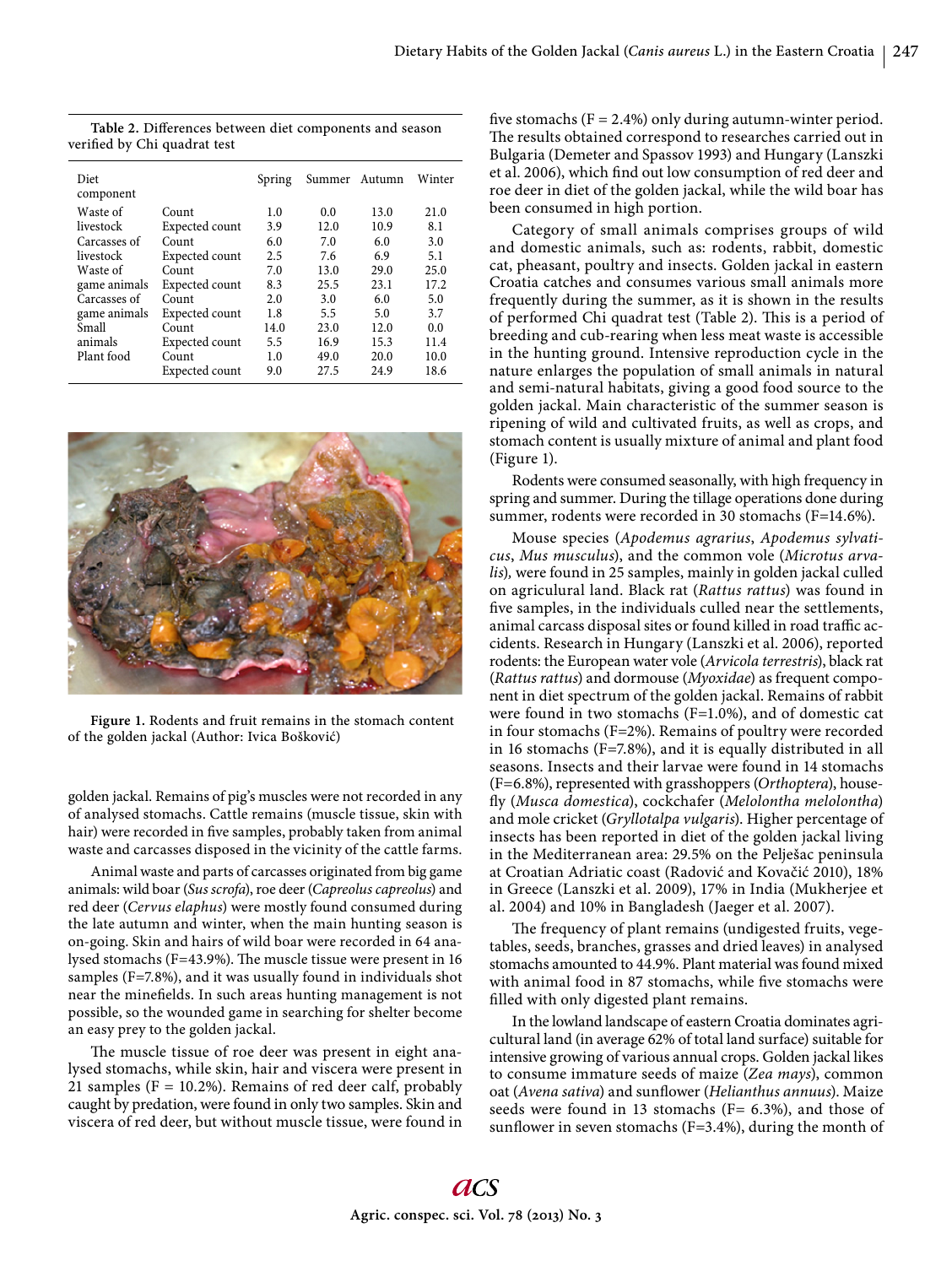**Table 2.** Differences between diet components and season verified by Chi quadrat test

| Diet component | | Spring | Summer | Autumn | Winter |
|---|---|---|---|---|---|
| Waste of livestock | Count | 1.0 | 0.0 | 13.0 | 21.0 |
| | Expected count | 3.9 | 12.0 | 10.9 | 8.1 |
| Carcasses of livestock | Count | 6.0 | 7.0 | 6.0 | 3.0 |
| | Expected count | 2.5 | 7.6 | 6.9 | 5.1 |
| Waste of game animals | Count | 7.0 | 13.0 | 29.0 | 25.0 |
| | Expected count | 8.3 | 25.5 | 23.1 | 17.2 |
| Carcasses of game animals | Count | 2.0 | 3.0 | 6.0 | 5.0 |
| | Expected count | 1.8 | 5.5 | 5.0 | 3.7 |
| Small animals | Count | 14.0 | 23.0 | 12.0 | 0.0 |
| | Expected count | 5.5 | 16.9 | 15.3 | 11.4 |
| Plant food | Count | 1.0 | 49.0 | 20.0 | 10.0 |
| | Expected count | 9.0 | 27.5 | 24.9 | 18.6 |

**Figure 1.** Rodents and fruit remains in the stomach content of the golden jackal (Author: Ivica Bošković)

golden jackal. Remains of pig's muscles were not recorded in any of analysed stomachs. Cattle remains (muscle tissue, skin with hair) were recorded in five samples, probably taken from animal waste and carcasses disposed in the vicinity of the cattle farms.

Animal waste and parts of carcasses originated from big game animals: wild boar (*Sus scrofa*), roe deer (*Capreolus capreolus*) and red deer (*Cervus elaphus*) were mostly found consumed during the late autumn and winter, when the main hunting season is on-going. Skin and hairs of wild boar were recorded in 64 analysed stomachs (F=43.9%). The muscle tissue were present in 16 samples (F=7.8%), and it was usually found in individuals shot near the minefields. In such areas hunting management is not possible, so the wounded game in searching for shelter become an easy prey to the golden jackal.

The muscle tissue of roe deer was present in eight analysed stomachs, while skin, hair and viscera were present in 21 samples (F = 10.2%). Remains of red deer calf, probably caught by predation, were found in only two samples. Skin and viscera of red deer, but without muscle tissue, were found in five stomachs (F = 2.4%) only during autumn-winter period. The results obtained correspond to researches carried out in Bulgaria (Demeter and Spassov 1993) and Hungary (Lanszki et al. 2006), which find out low consumption of red deer and roe deer in diet of the golden jackal, while the wild boar has been consumed in high portion.

Category of small animals comprises groups of wild and domestic animals, such as: rodents, rabbit, domestic cat, pheasant, poultry and insects. Golden jackal in eastern Croatia catches and consumes various small animals more frequently during the summer, as it is shown in the results of performed Chi quadrat test (Table 2). This is a period of breeding and cub-rearing when less meat waste is accessible in the hunting ground. Intensive reproduction cycle in the nature enlarges the population of small animals in natural and semi-natural habitats, giving a good food source to the golden jackal. Main characteristic of the summer season is ripening of wild and cultivated fruits, as well as crops, and stomach content is usually mixture of animal and plant food (Figure 1).

Rodents were consumed seasonally, with high frequency in spring and summer. During the tillage operations done during summer, rodents were recorded in 30 stomachs (F=14.6%).

Mouse species (*Apodemus agrarius*, *Apodemus sylvaticus*, *Mus musculus*), and the common vole (*Microtus arvalis*), were found in 25 samples, mainly in golden jackal culled on agricultural land. Black rat (*Rattus rattus*) was found in five samples, in the individuals culled near the settlements, animal carcass disposal sites or found killed in road traffic accidents. Research in Hungary (Lanszki et al. 2006), reported rodents: the European water vole (*Arvicola terrestris*), black rat (*Rattus rattus*) and dormouse (*Myoxidae*) as frequent component in diet spectrum of the golden jackal. Remains of rabbit were found in two stomachs (F=1.0%), and of domestic cat in four stomachs (F=2%). Remains of poultry were recorded in 16 stomachs (F=7.8%), and it is equally distributed in all seasons. Insects and their larvae were found in 14 stomachs (F=6.8%), represented with grasshoppers (*Orthoptera*), housefly (*Musca domestica*), cockchafer (*Melolontha melolontha*) and mole cricket (*Gryllotalpa vulgaris*). Higher percentage of insects has been reported in diet of the golden jackal living in the Mediterranean area: 29.5% on the Pelješac peninsula at Croatian Adriatic coast (Radović and Kovačić 2010), 18% in Greece (Lanszki et al. 2009), 17% in India (Mukherjee et al. 2004) and 10% in Bangladesh (Jaeger et al. 2007).

The frequency of plant remains (undigested fruits, vegetables, seeds, branches, grasses and dried leaves) in analysed stomachs amounted to 44.9%. Plant material was found mixed with animal food in 87 stomachs, while five stomachs were filled with only digested plant remains.

In the lowland landscape of eastern Croatia dominates agricultural land (in average 62% of total land surface) suitable for intensive growing of various annual crops. Golden jackal likes to consume immature seeds of maize (*Zea mays*), common oat (*Avena sativa*) and sunflower (*Helianthus annuus*). Maize seeds were found in 13 stomachs (F= 6.3%), and those of sunflower in seven stomachs (F=3.4%), during the month of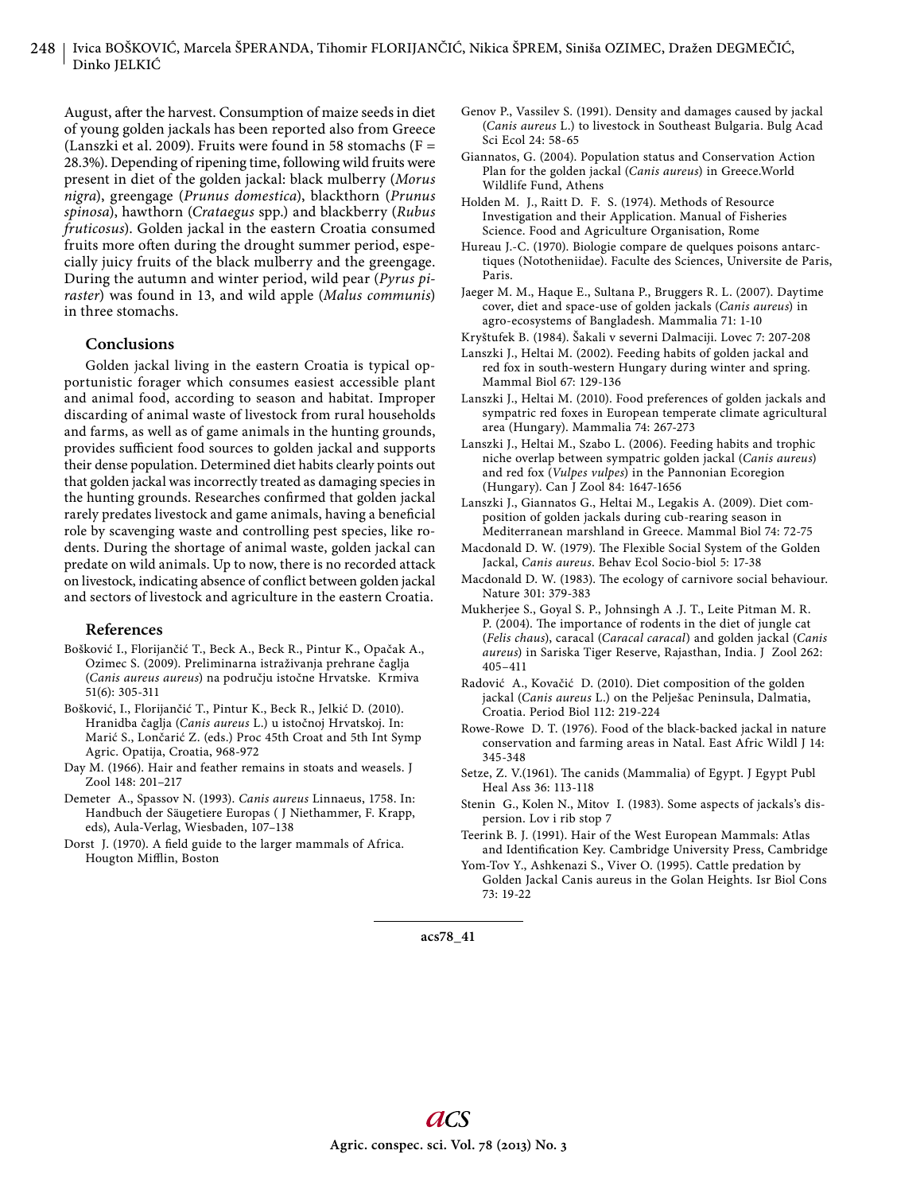August, after the harvest. Consumption of maize seeds in diet of young golden jackals has been reported also from Greece (Lanszki et al. 2009). Fruits were found in 58 stomachs (F = 28.3%). Depending of ripening time, following wild fruits were present in diet of the golden jackal: black mulberry (*Morus nigra*), greengage (*Prunus domestica*), blackthorn (*Prunus spinosa*), hawthorn (*Crataegus* spp.) and blackberry (*Rubus fruticosus*). Golden jackal in the eastern Croatia consumed fruits more often during the drought summer period, especially juicy fruits of the black mulberry and the greengage. During the autumn and winter period, wild pear (*Pyrus piraster*) was found in 13, and wild apple (*Malus communis*) in three stomachs.

## Conclusions

Golden jackal living in the eastern Croatia is typical opportunistic forager which consumes easiest accessible plant and animal food, according to season and habitat. Improper discarding of animal waste of livestock from rural households and farms, as well as of game animals in the hunting grounds, provides sufficient food sources to golden jackal and supports their dense population. Determined diet habits clearly points out that golden jackal was incorrectly treated as damaging species in the hunting grounds. Researches confirmed that golden jackal rarely predates livestock and game animals, having a beneficial role by scavenging waste and controlling pest species, like rodents. During the shortage of animal waste, golden jackal can predate on wild animals. Up to now, there is no recorded attack on livestock, indicating absence of conflict between golden jackal and sectors of livestock and agriculture in the eastern Croatia.

## References

Bošković I., Florijančić T., Beck A., Beck R., Pintur K., Opačak A., Ozimec S. (2009). Preliminarna istraživanja prehrane čaglja (*Canis aureus aureus*) na području istočne Hrvatske. Krmiva 51(6): 305-311

Bošković, I., Florijančić T., Pintur K., Beck R., Jelkić D. (2010). Hranidba čaglja (*Canis aureus* L.) u istočnoj Hrvatskoj. In: Marić S., Lončarić Z. (eds.) Proc 45th Croat and 5th Int Symp Agric. Opatija, Croatia, 968-972

Day M. (1966). Hair and feather remains in stoats and weasels. J Zool 148: 201–217

Demeter A., Spassov N. (1993). *Canis aureus* Linnaeus, 1758. In: Handbuch der Säugetiere Europas ( J Niethammer, F. Krapp, eds), Aula-Verlag, Wiesbaden, 107–138

Dorst J. (1970). A field guide to the larger mammals of Africa. Hougton Mifflin, Boston

Genov P., Vassilev S. (1991). Density and damages caused by jackal (*Canis aureus* L.) to livestock in Southeast Bulgaria. Bulg Acad Sci Ecol 24: 58-65

Giannatos, G. (2004). Population status and Conservation Action Plan for the golden jackal (*Canis aureus*) in Greece.World Wildlife Fund, Athens

Holden M. J., Raitt D. F. S. (1974). Methods of Resource Investigation and their Application. Manual of Fisheries Science. Food and Agriculture Organisation, Rome

Hureau J.-C. (1970). Biologie compare de quelques poisons antarctiques (Nototheniidae). Faculte des Sciences, Universite de Paris, Paris.

Jaeger M. M., Haque E., Sultana P., Bruggers R. L. (2007). Daytime cover, diet and space-use of golden jackals (*Canis aureus*) in agro-ecosystems of Bangladesh. Mammalia 71: 1-10

Kryštufek B. (1984). Šakali v severni Dalmaciji. Lovec 7: 207-208

Lanszki J., Heltai M. (2002). Feeding habits of golden jackal and red fox in south-western Hungary during winter and spring. Mammal Biol 67: 129-136

Lanszki J., Heltai M. (2010). Food preferences of golden jackals and sympatric red foxes in European temperate climate agricultural area (Hungary). Mammalia 74: 267-273

Lanszki J., Heltai M., Szabo L. (2006). Feeding habits and trophic niche overlap between sympatric golden jackal (*Canis aureus*) and red fox (*Vulpes vulpes*) in the Pannonian Ecoregion (Hungary). Can J Zool 84: 1647-1656

Lanszki J., Giannatos G., Heltai M., Legakis A. (2009). Diet composition of golden jackals during cub-rearing season in Mediterranean marshland in Greece. Mammal Biol 74: 72-75

Macdonald D. W. (1979). The Flexible Social System of the Golden Jackal, *Canis aureus*. Behav Ecol Socio-biol 5: 17-38

Macdonald D. W. (1983). The ecology of carnivore social behaviour. Nature 301: 379-383

Mukherjee S., Goyal S. P., Johnsingh A .J. T., Leite Pitman M. R. P. (2004). The importance of rodents in the diet of jungle cat (*Felis chaus*), caracal (*Caracal caracal*) and golden jackal (*Canis aureus*) in Sariska Tiger Reserve, Rajasthan, India. J Zool 262: 405–411

Radović A., Kovačić D. (2010). Diet composition of the golden jackal (*Canis aureus* L.) on the Pelješac Peninsula, Dalmatia, Croatia. Period Biol 112: 219-224

Rowe-Rowe D. T. (1976). Food of the black-backed jackal in nature conservation and farming areas in Natal. East Afric Wildl J 14: 345-348

Setze, Z. V.(1961). The canids (Mammalia) of Egypt. J Egypt Publ Heal Ass 36: 113-118

Stenin G., Kolen N., Mitov I. (1983). Some aspects of jackals's dispersion. Lov i rib stop 7

Teerink B. J. (1991). Hair of the West European Mammals: Atlas and Identification Key. Cambridge University Press, Cambridge

Yom-Tov Y., Ashkenazi S., Viver O. (1995). Cattle predation by Golden Jackal Canis aureus in the Golan Heights. Isr Biol Cons 73: 19-22

acs78_41